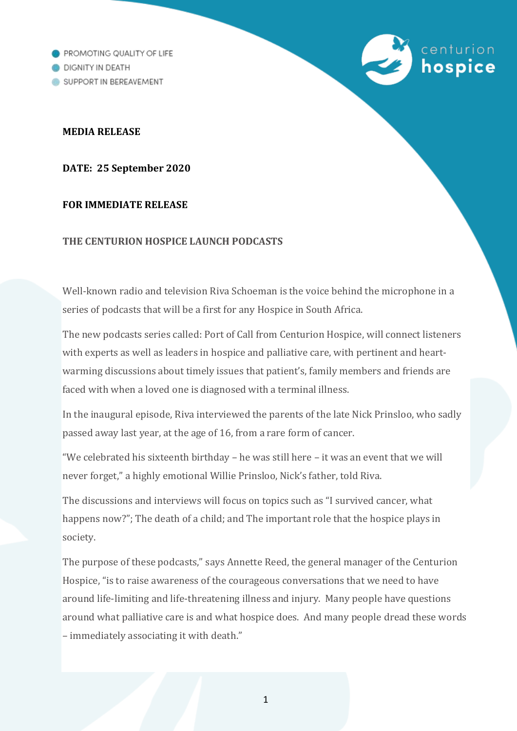- PROMOTING QUALITY OF LIFE
- DIGNITY IN DEATH
- SUPPORT IN BEREAVEMENT

centurion hospice

**MEDIA RELEASE**

**DATE: 25 September 2020**

**FOR IMMEDIATE RELEASE**

**THE CENTURION HOSPICE LAUNCH PODCASTS**

Well-known radio and television Riva Schoeman is the voice behind the microphone in a series of podcasts that will be a first for any Hospice in South Africa.

The new podcasts series called: Port of Call from Centurion Hospice, will connect listeners with experts as well as leaders in hospice and palliative care, with pertinent and heart-warming discussions about timely issues that patient's, family members and friends are faced with when a loved one is diagnosed with a terminal illness.

In the inaugural episode, Riva interviewed the parents of the late Nick Prinsloo, who sadly passed away last year, at the age of 16, from a rare form of cancer.

"We celebrated his sixteenth birthday – he was still here – it was an event that we will never forget," a highly emotional Willie Prinsloo, Nick's father, told Riva.

The discussions and interviews will focus on topics such as "I survived cancer, what happens now?"; The death of a child; and The important role that the hospice plays in society.

The purpose of these podcasts," says Annette Reed, the general manager of the Centurion Hospice, "is to raise awareness of the courageous conversations that we need to have around life-limiting and life-threatening illness and injury. Many people have questions around what palliative care is and what hospice does. And many people dread these words – immediately associating it with death."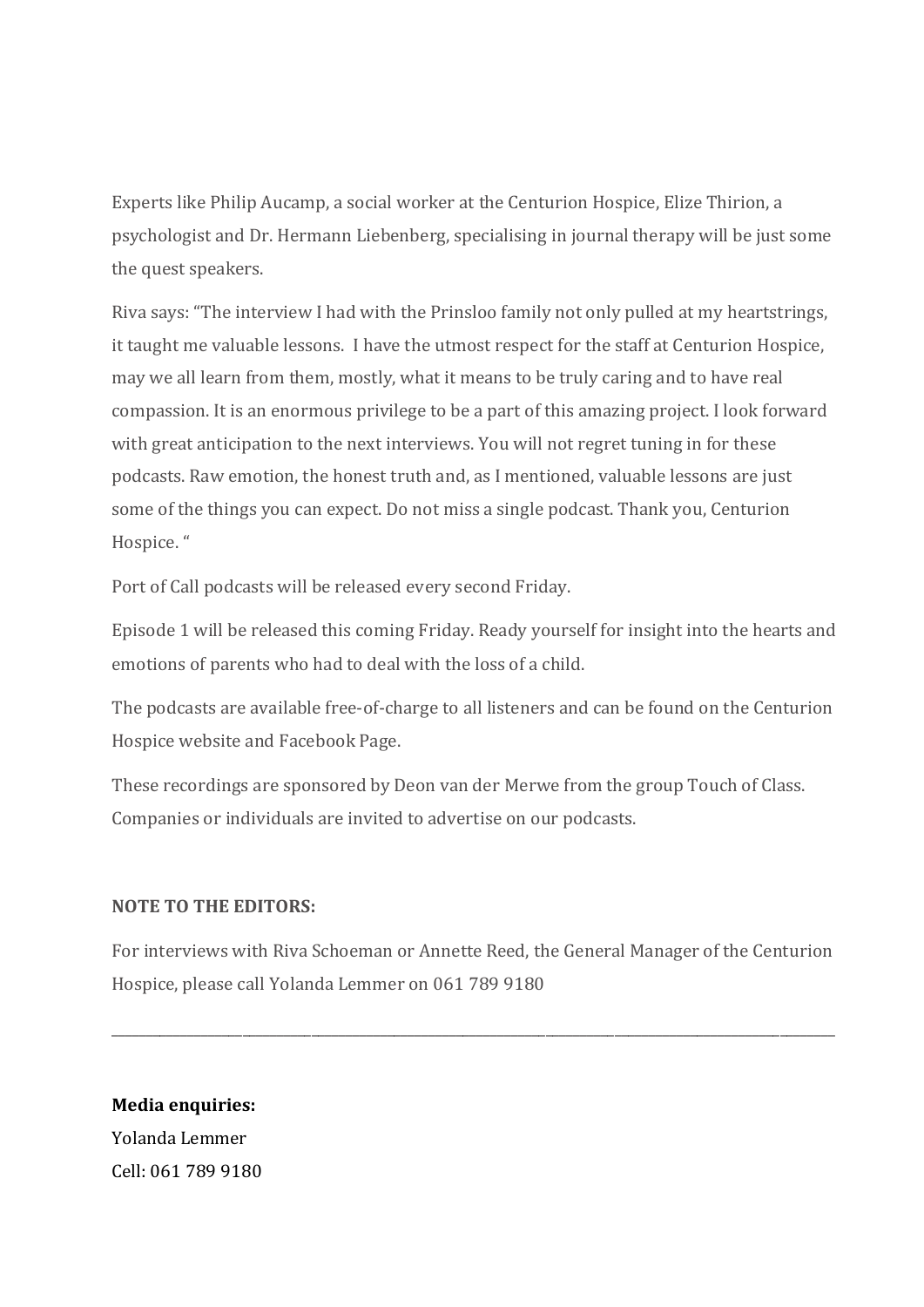Experts like Philip Aucamp, a social worker at the Centurion Hospice, Elize Thirion, a psychologist and Dr. Hermann Liebenberg, specialising in journal therapy will be just some the quest speakers.

Riva says: "The interview I had with the Prinsloo family not only pulled at my heartstrings, it taught me valuable lessons. I have the utmost respect for the staff at Centurion Hospice, may we all learn from them, mostly, what it means to be truly caring and to have real compassion. It is an enormous privilege to be a part of this amazing project. I look forward with great anticipation to the next interviews. You will not regret tuning in for these podcasts. Raw emotion, the honest truth and, as I mentioned, valuable lessons are just some of the things you can expect. Do not miss a single podcast. Thank you, Centurion Hospice. "

Port of Call podcasts will be released every second Friday.

Episode 1 will be released this coming Friday. Ready yourself for insight into the hearts and emotions of parents who had to deal with the loss of a child.

The podcasts are available free-of-charge to all listeners and can be found on the Centurion Hospice website and Facebook Page.

These recordings are sponsored by Deon van der Merwe from the group Touch of Class. Companies or individuals are invited to advertise on our podcasts.

**NOTE TO THE EDITORS:**

For interviews with Riva Schoeman or Annette Reed, the General Manager of the Centurion Hospice, please call Yolanda Lemmer on 061 789 9180

---

**Media enquiries:**
Yolanda Lemmer
Cell: 061 789 9180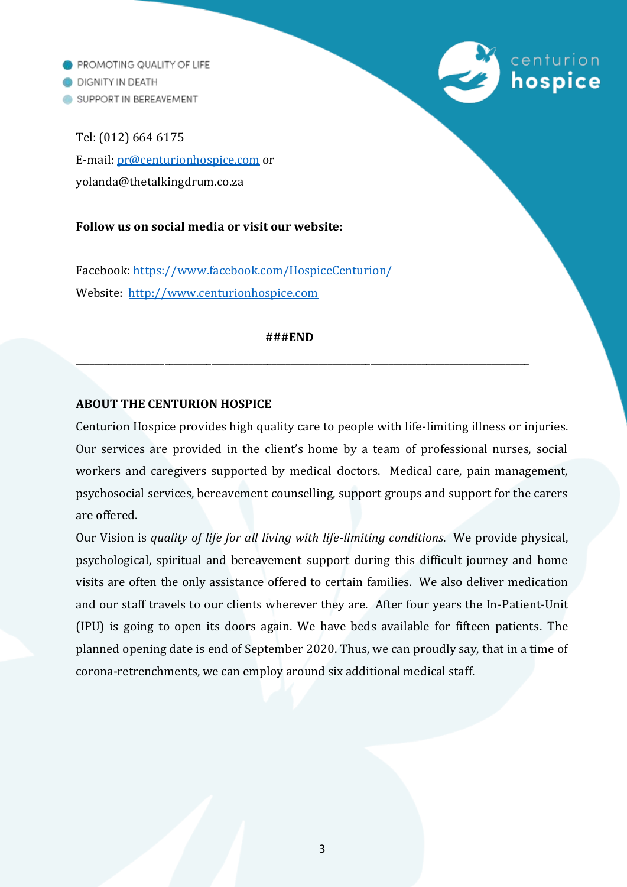PROMOTING QUALITY OF LIFE
DIGNITY IN DEATH
SUPPORT IN BEREAVEMENT

centurion **hospice**

Tel: (012) 664 6175
E-mail: pr@centurionhospice.com or
yolanda@thetalkingdrum.co.za

**Follow us on social media or visit our website:**

Facebook: https://www.facebook.com/HospiceCenturion/
Website: http://www.centurionhospice.com

**###END**

---

**ABOUT THE CENTURION HOSPICE**

Centurion Hospice provides high quality care to people with life-limiting illness or injuries. Our services are provided in the client's home by a team of professional nurses, social workers and caregivers supported by medical doctors. Medical care, pain management, psychosocial services, bereavement counselling, support groups and support for the carers are offered.

Our Vision is *quality of life for all living with life-limiting conditions*. We provide physical, psychological, spiritual and bereavement support during this difficult journey and home visits are often the only assistance offered to certain families. We also deliver medication and our staff travels to our clients wherever they are. After four years the In-Patient-Unit (IPU) is going to open its doors again. We have beds available for fifteen patients. The planned opening date is end of September 2020. Thus, we can proudly say, that in a time of corona-retrenchments, we can employ around six additional medical staff.